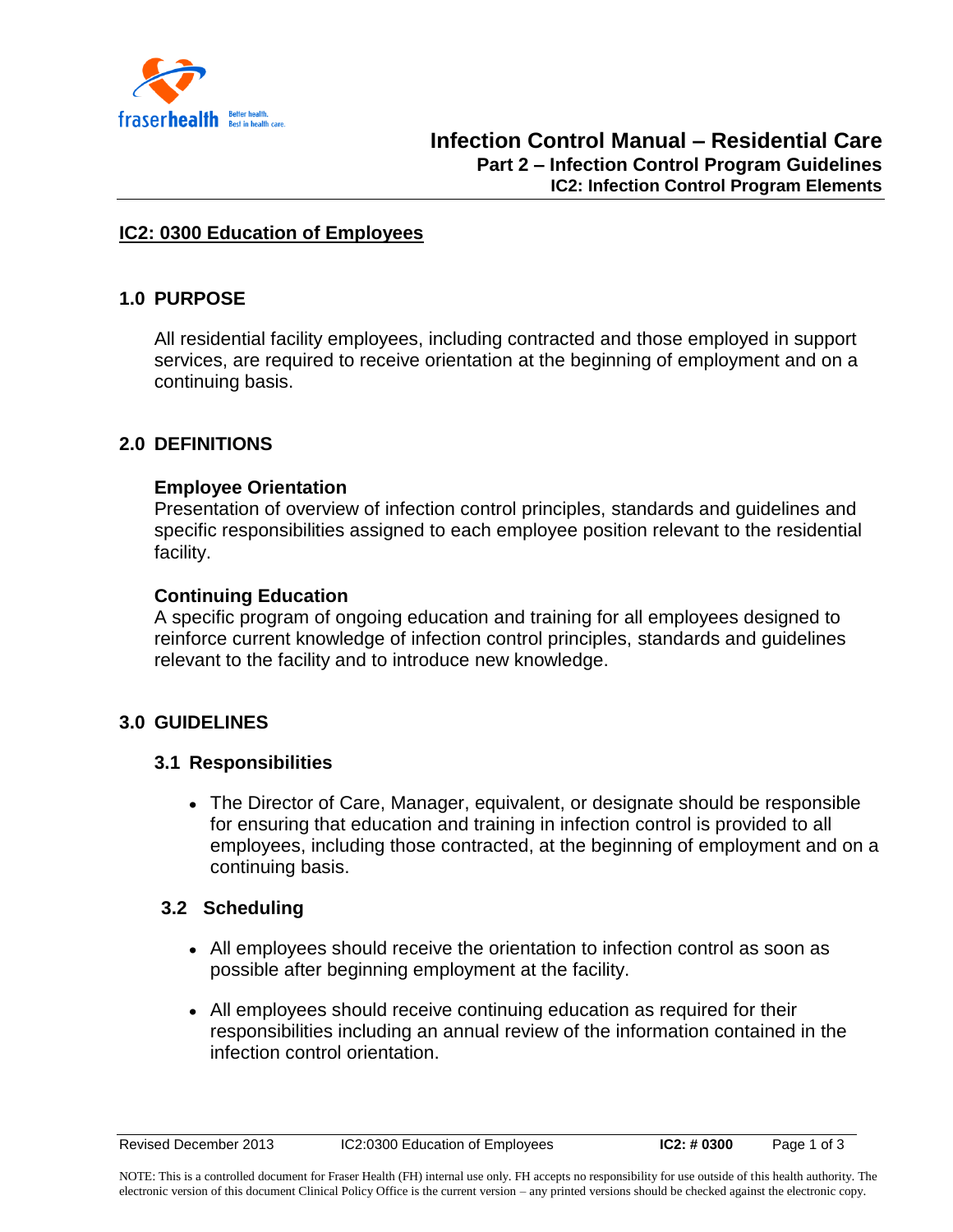# Infection Control Manual – Residential Care

## Part 2 – Infection Control Program Guidelines

### IC2: Infection Control Program Elements

## IC2: 0300 Education of Employees

### 1.0 PURPOSE

All residential facility employees, including contracted and those employed in support services, are required to receive orientation at the beginning of employment and on a continuing basis.

### 2.0 DEFINITIONS

**Employee Orientation**
Presentation of overview of infection control principles, standards and guidelines and specific responsibilities assigned to each employee position relevant to the residential facility.

**Continuing Education**
A specific program of ongoing education and training for all employees designed to reinforce current knowledge of infection control principles, standards and guidelines relevant to the facility and to introduce new knowledge.

### 3.0 GUIDELINES

#### 3.1 Responsibilities

- The Director of Care, Manager, equivalent, or designate should be responsible for ensuring that education and training in infection control is provided to all employees, including those contracted, at the beginning of employment and on a continuing basis.

#### 3.2 Scheduling

- All employees should receive the orientation to infection control as soon as possible after beginning employment at the facility.
- All employees should receive continuing education as required for their responsibilities including an annual review of the information contained in the infection control orientation.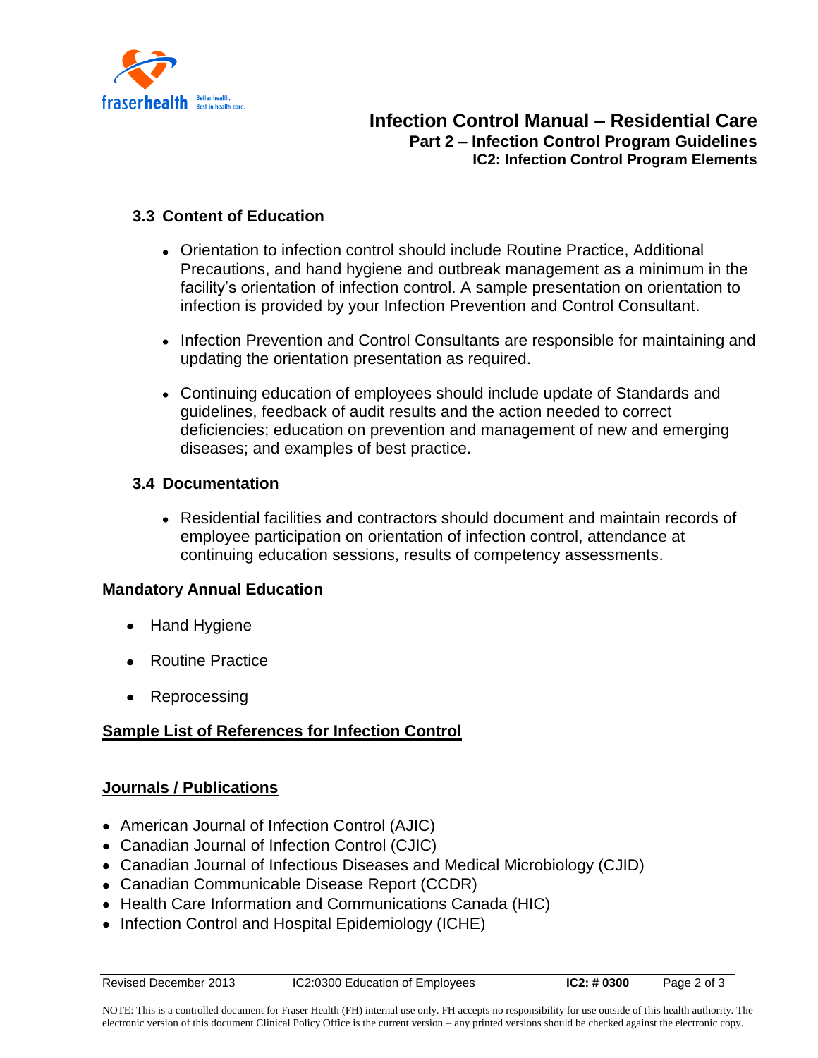### 3.3 Content of Education

- Orientation to infection control should include Routine Practice, Additional Precautions, and hand hygiene and outbreak management as a minimum in the facility's orientation of infection control. A sample presentation on orientation to infection is provided by your Infection Prevention and Control Consultant.
- Infection Prevention and Control Consultants are responsible for maintaining and updating the orientation presentation as required.
- Continuing education of employees should include update of Standards and guidelines, feedback of audit results and the action needed to correct deficiencies; education on prevention and management of new and emerging diseases; and examples of best practice.

### 3.4 Documentation

- Residential facilities and contractors should document and maintain records of employee participation on orientation of infection control, attendance at continuing education sessions, results of competency assessments.

**Mandatory Annual Education**

- Hand Hygiene
- Routine Practice
- Reprocessing

**<u>Sample List of References for Infection Control</u>**

**<u>Journals / Publications</u>**

- American Journal of Infection Control (AJIC)
- Canadian Journal of Infection Control (CJIC)
- Canadian Journal of Infectious Diseases and Medical Microbiology (CJID)
- Canadian Communicable Disease Report (CCDR)
- Health Care Information and Communications Canada (HIC)
- Infection Control and Hospital Epidemiology (ICHE)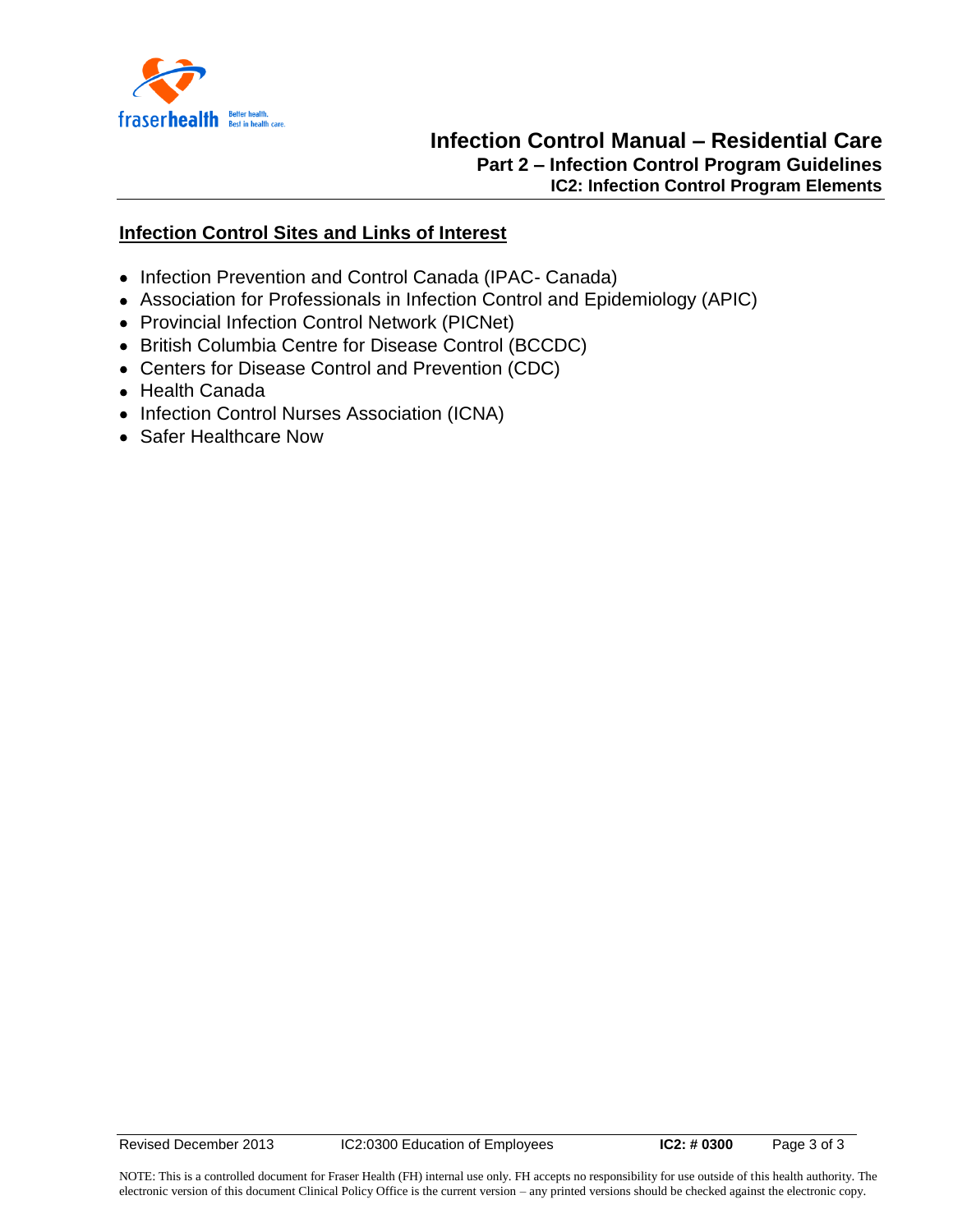## Infection Control Sites and Links of Interest

- Infection Prevention and Control Canada (IPAC- Canada)
- Association for Professionals in Infection Control and Epidemiology (APIC)
- Provincial Infection Control Network (PICNet)
- British Columbia Centre for Disease Control (BCCDC)
- Centers for Disease Control and Prevention (CDC)
- Health Canada
- Infection Control Nurses Association (ICNA)
- Safer Healthcare Now